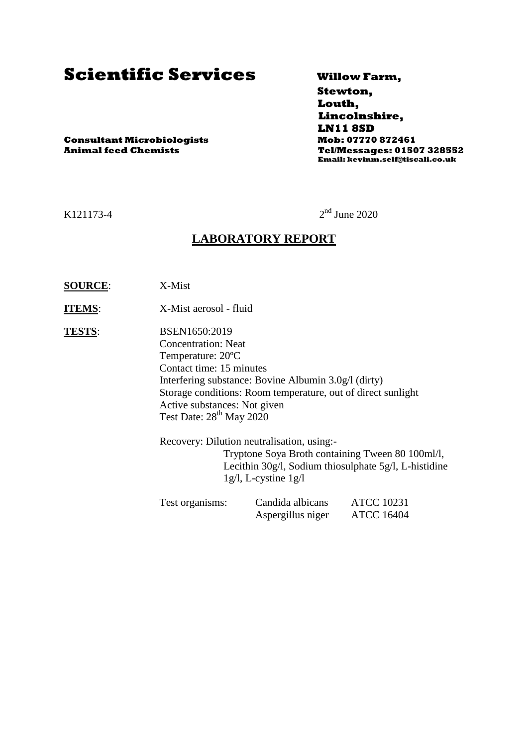# Scientific Services

**Consultant Microbiologists**
**Animal feed Chemists**

**Willow Farm,**
**Stewton,**
**Louth,**
**Lincolnshire,**
**LN11 8SD**
**Mob: 07770 872461**
**Tel/Messages: 01507 328552**
**Email: kevinm.self@tiscali.co.uk**

K121173-4

2nd June 2020

## LABORATORY REPORT

**SOURCE**: X-Mist

**ITEMS**: X-Mist aerosol - fluid

**TESTS**: BSEN1650:2019
Concentration: Neat
Temperature: 20ºC
Contact time: 15 minutes
Interfering substance: Bovine Albumin 3.0g/l (dirty)
Storage conditions: Room temperature, out of direct sunlight
Active substances: Not given
Test Date: 28th May 2020

Recovery: Dilution neutralisation, using:-
Tryptone Soya Broth containing Tween 80 100ml/l, Lecithin 30g/l, Sodium thiosulphate 5g/l, L-histidine 1g/l, L-cystine 1g/l

| Test organisms: | Candida albicans | ATCC 10231 |
|---|---|---|
| | Aspergillus niger | ATCC 16404 |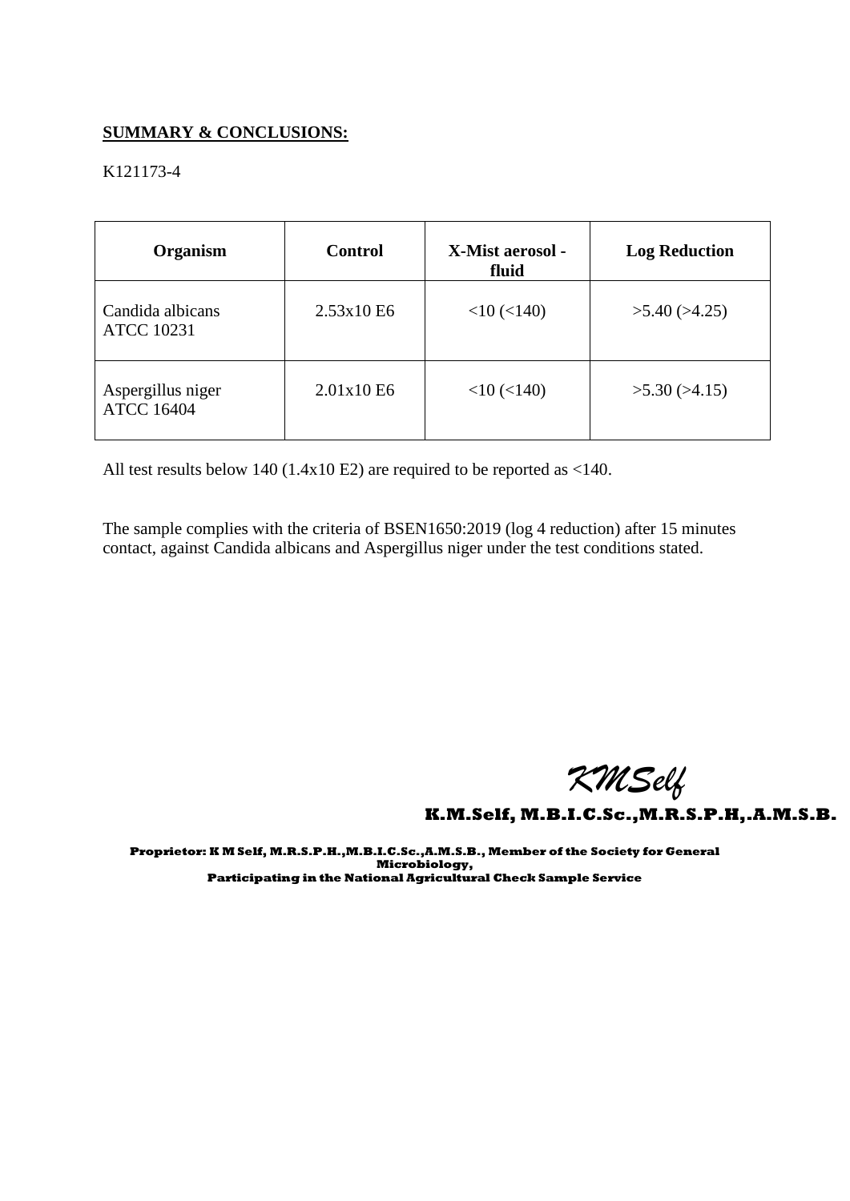**SUMMARY & CONCLUSIONS:**

K121173-4

| Organism | Control | X-Mist aerosol - fluid | Log Reduction |
|---|---|---|---|
| Candida albicans ATCC 10231 | 2.53x10 E6 | <10 (<140) | >5.40 (>4.25) |
| Aspergillus niger ATCC 16404 | 2.01x10 E6 | <10 (<140) | >5.30 (>4.15) |

All test results below 140 (1.4x10 E2) are required to be reported as <140.

The sample complies with the criteria of BSEN1650:2019 (log 4 reduction) after 15 minutes contact, against Candida albicans and Aspergillus niger under the test conditions stated.

*KMSelf*

**K.M.Self, M.B.I.C.Sc.,M.R.S.P.H,.A.M.S.B.**

**Proprietor: K M Self, M.R.S.P.H.,M.B.I.C.Sc.,A.M.S.B., Member of the Society for General Microbiology,**
**Participating in the National Agricultural Check Sample Service**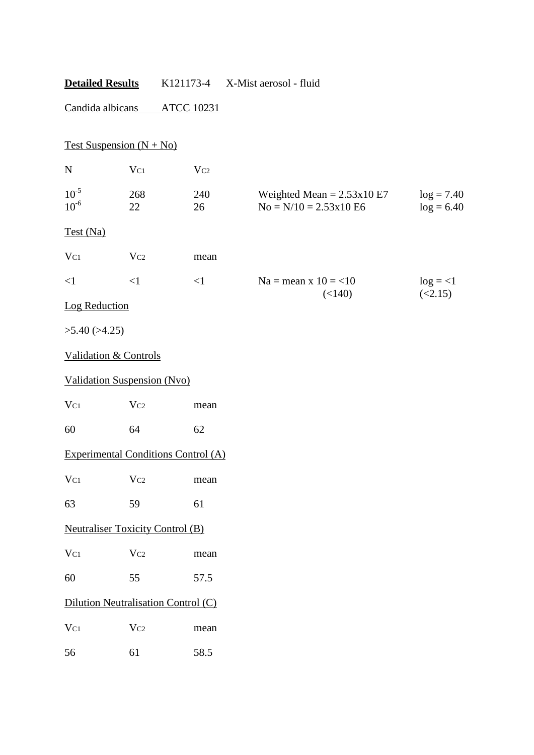**Detailed Results** K121173-4 X-Mist aerosol - fluid

Candida albicans ATCC 10231

Test Suspension (N + No)

| N | $V_{C1}$ | $V_{C2}$ | | |
|---|---|---|---|---|
| $10^{-5}$ | 268 | 240 | Weighted Mean = 2.53x10 E7 | log = 7.40 |
| $10^{-6}$ | 22 | 26 | No = N/10 = 2.53x10 E6 | log = 6.40 |

Test (Na)

| $V_{C1}$ | $V_{C2}$ | mean | | |
|---|---|---|---|---|
| <1 | <1 | <1 | Na = mean x 10 = <10 (<140) | log = <1 (<2.15) |

Log Reduction

>5.40 (>4.25)

Validation & Controls

Validation Suspension (Nvo)

| $V_{C1}$ | $V_{C2}$ | mean |
|---|---|---|
| 60 | 64 | 62 |

Experimental Conditions Control (A)

| $V_{C1}$ | $V_{C2}$ | mean |
|---|---|---|
| 63 | 59 | 61 |

Neutraliser Toxicity Control (B)

| $V_{C1}$ | $V_{C2}$ | mean |
|---|---|---|
| 60 | 55 | 57.5 |

Dilution Neutralisation Control (C)

| $V_{C1}$ | $V_{C2}$ | mean |
|---|---|---|
| 56 | 61 | 58.5 |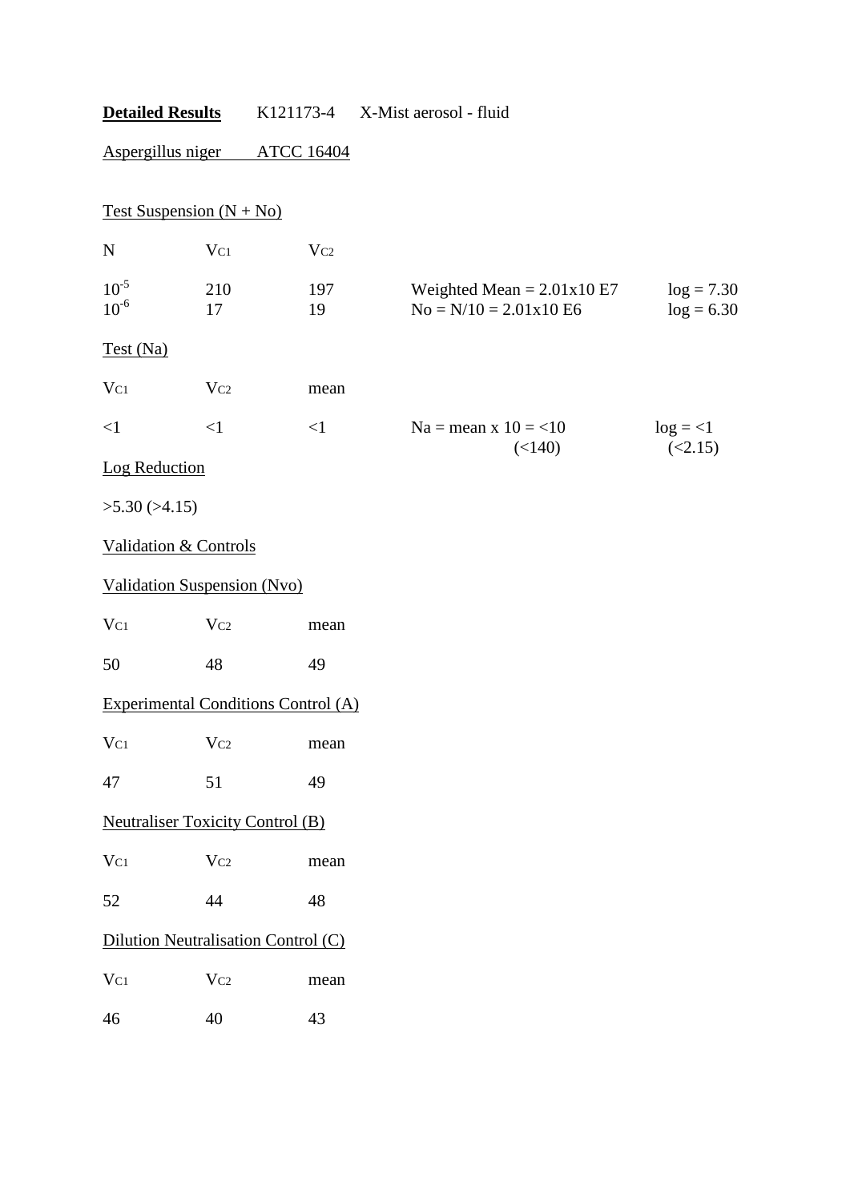**Detailed Results** K121173-4 X-Mist aerosol - fluid

Aspergillus niger ATCC 16404

Test Suspension (N + No)

| N | $V_{C1}$ | $V_{C2}$ | | |
|---|---|---|---|---|
| $10^{-5}$ | 210 | 197 | Weighted Mean = 2.01x10 E7 | log = 7.30 |
| $10^{-6}$ | 17 | 19 | No = N/10 = 2.01x10 E6 | log = 6.30 |

Test (Na)

| $V_{C1}$ | $V_{C2}$ | mean | | |
|---|---|---|---|---|
| <1 | <1 | <1 | Na = mean x 10 = <10 (<140) | log = <1 (<2.15) |

Log Reduction

>5.30 (>4.15)

Validation & Controls

Validation Suspension (Nvo)

| $V_{C1}$ | $V_{C2}$ | mean |
|---|---|---|
| 50 | 48 | 49 |

Experimental Conditions Control (A)

| $V_{C1}$ | $V_{C2}$ | mean |
|---|---|---|
| 47 | 51 | 49 |

Neutraliser Toxicity Control (B)

| $V_{C1}$ | $V_{C2}$ | mean |
|---|---|---|
| 52 | 44 | 48 |

Dilution Neutralisation Control (C)

| $V_{C1}$ | $V_{C2}$ | mean |
|---|---|---|
| 46 | 40 | 43 |